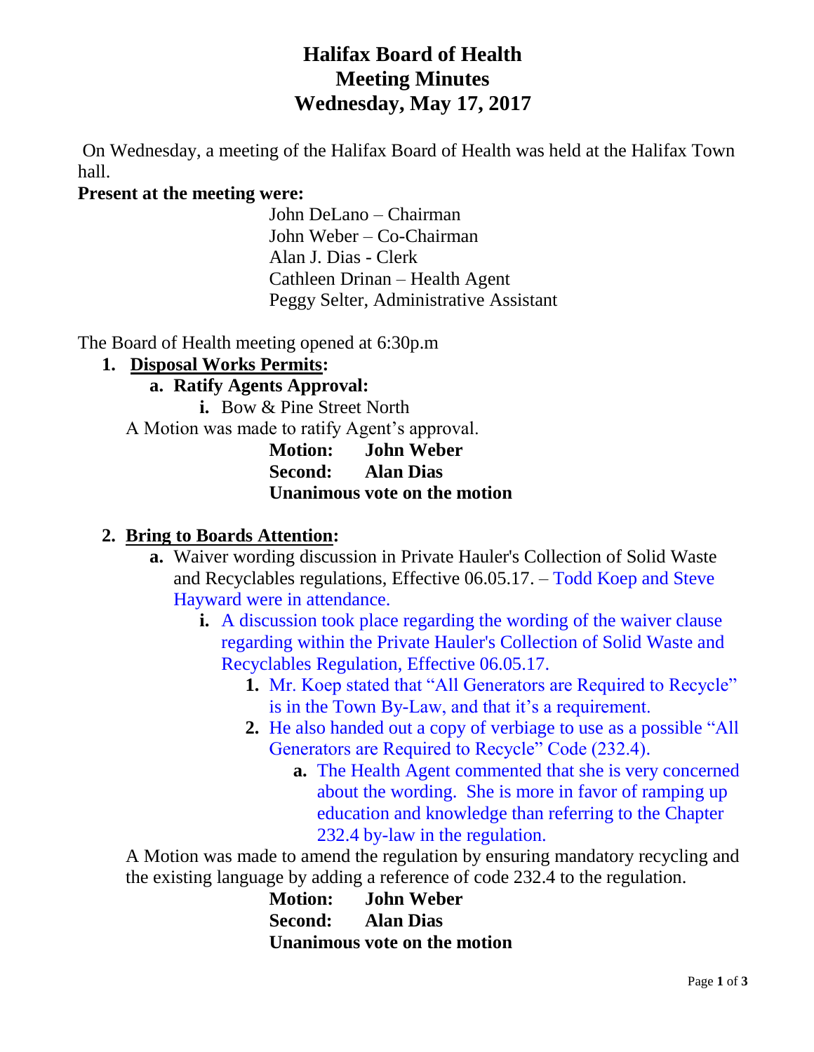# Halifax Board of Health
# Meeting Minutes
# Wednesday, May 17, 2017

On Wednesday, a meeting of the Halifax Board of Health was held at the Halifax Town hall.

**Present at the meeting were:**

John DeLano – Chairman
John Weber – Co-Chairman
Alan J. Dias - Clerk
Cathleen Drinan – Health Agent
Peggy Selter, Administrative Assistant

The Board of Health meeting opened at 6:30p.m

1. **Disposal Works Permits:**
   a. **Ratify Agents Approval:**
      i. Bow & Pine Street North

A Motion was made to ratify Agent's approval.

**Motion: John Weber**
**Second: Alan Dias**
**Unanimous vote on the motion**

2. **Bring to Boards Attention:**
   a. Waiver wording discussion in Private Hauler's Collection of Solid Waste and Recyclables regulations, Effective 06.05.17. – Todd Koep and Steve Hayward were in attendance.
      i. A discussion took place regarding the wording of the waiver clause regarding within the Private Hauler's Collection of Solid Waste and Recyclables Regulation, Effective 06.05.17.
         1. Mr. Koep stated that "All Generators are Required to Recycle" is in the Town By-Law, and that it's a requirement.
         2. He also handed out a copy of verbiage to use as a possible "All Generators are Required to Recycle" Code (232.4).
            a. The Health Agent commented that she is very concerned about the wording. She is more in favor of ramping up education and knowledge than referring to the Chapter 232.4 by-law in the regulation.

A Motion was made to amend the regulation by ensuring mandatory recycling and the existing language by adding a reference of code 232.4 to the regulation.

**Motion: John Weber**
**Second: Alan Dias**
**Unanimous vote on the motion**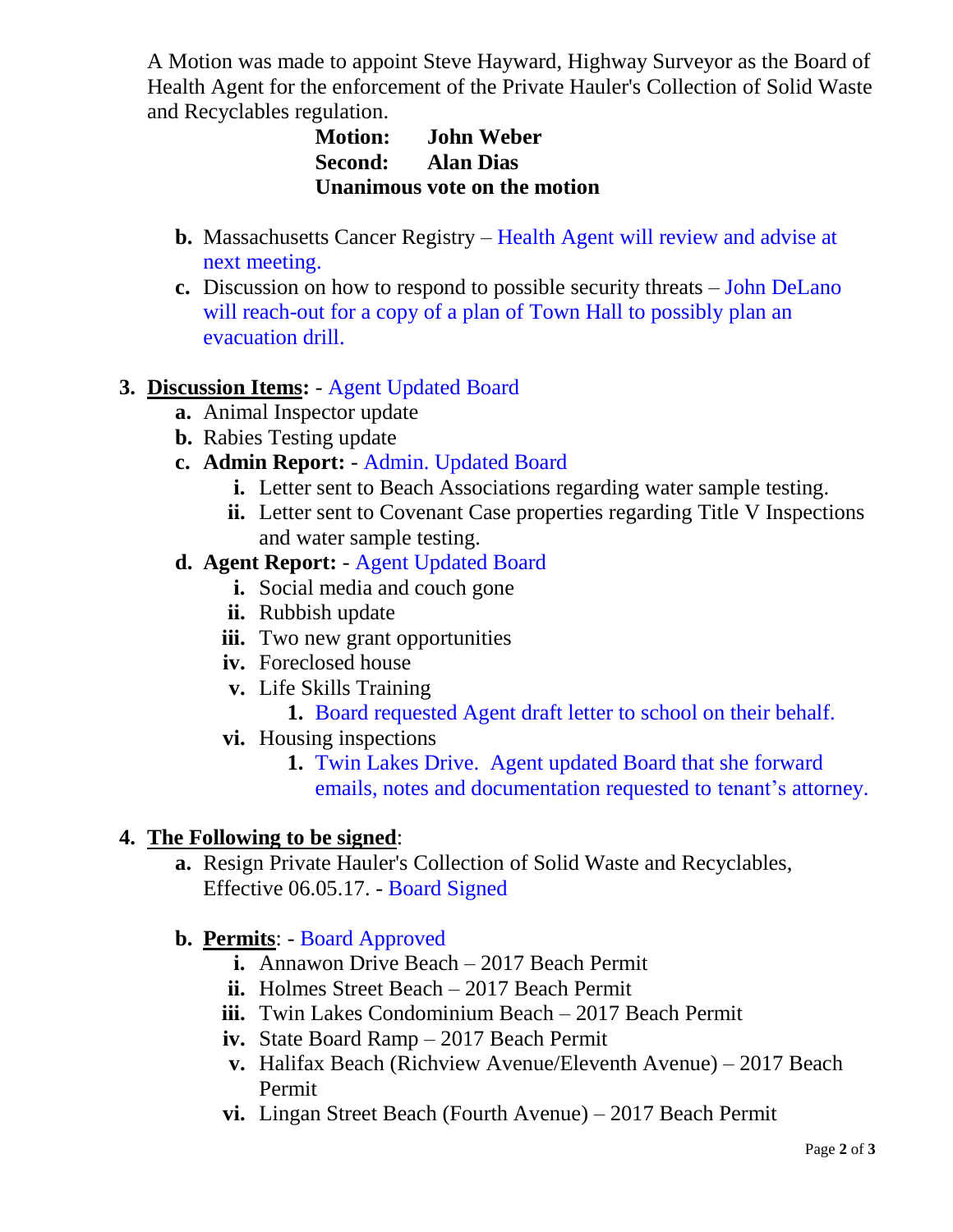A Motion was made to appoint Steve Hayward, Highway Surveyor as the Board of Health Agent for the enforcement of the Private Hauler's Collection of Solid Waste and Recyclables regulation.

**Motion: John Weber**
**Second: Alan Dias**
**Unanimous vote on the motion**

- **b.** Massachusetts Cancer Registry – Health Agent will review and advise at next meeting.
- **c.** Discussion on how to respond to possible security threats – John DeLano will reach-out for a copy of a plan of Town Hall to possibly plan an evacuation drill.

**3. Discussion Items:** - Agent Updated Board

- **a.** Animal Inspector update
- **b.** Rabies Testing update
- **c. Admin Report:** - Admin. Updated Board
  - **i.** Letter sent to Beach Associations regarding water sample testing.
  - **ii.** Letter sent to Covenant Case properties regarding Title V Inspections and water sample testing.
- **d. Agent Report:** - Agent Updated Board
  - **i.** Social media and couch gone
  - **ii.** Rubbish update
  - **iii.** Two new grant opportunities
  - **iv.** Foreclosed house
  - **v.** Life Skills Training
    1. Board requested Agent draft letter to school on their behalf.
  - **vi.** Housing inspections
    1. Twin Lakes Drive. Agent updated Board that she forward emails, notes and documentation requested to tenant's attorney.

**4. The Following to be signed:**

- **a.** Resign Private Hauler's Collection of Solid Waste and Recyclables, Effective 06.05.17. - Board Signed
- **b. Permits**: - Board Approved
  - **i.** Annawon Drive Beach – 2017 Beach Permit
  - **ii.** Holmes Street Beach – 2017 Beach Permit
  - **iii.** Twin Lakes Condominium Beach – 2017 Beach Permit
  - **iv.** State Board Ramp – 2017 Beach Permit
  - **v.** Halifax Beach (Richview Avenue/Eleventh Avenue) – 2017 Beach Permit
  - **vi.** Lingan Street Beach (Fourth Avenue) – 2017 Beach Permit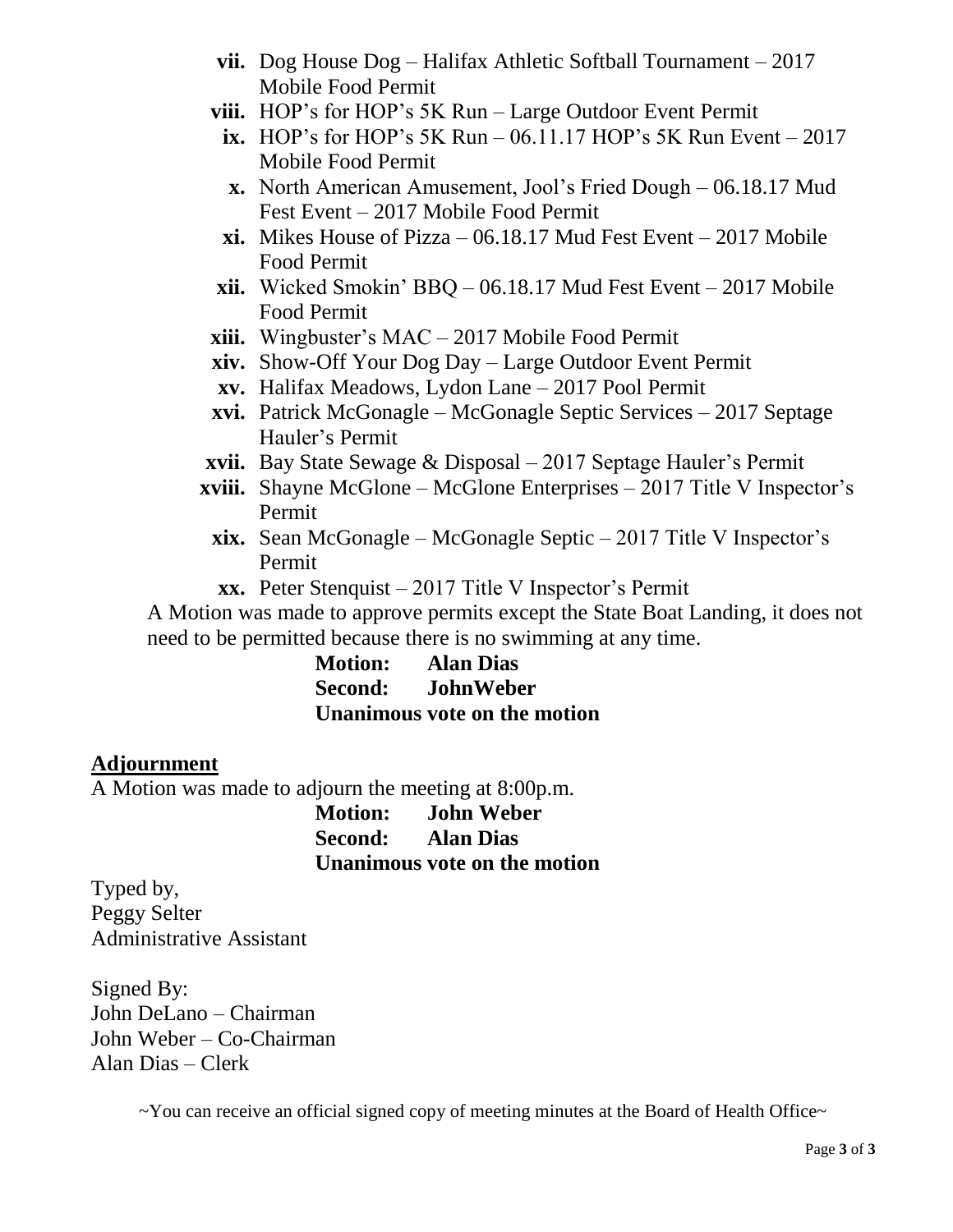vii. Dog House Dog – Halifax Athletic Softball Tournament – 2017 Mobile Food Permit
viii. HOP's for HOP's 5K Run – Large Outdoor Event Permit
ix. HOP's for HOP's 5K Run – 06.11.17 HOP's 5K Run Event – 2017 Mobile Food Permit
x. North American Amusement, Jool's Fried Dough – 06.18.17 Mud Fest Event – 2017 Mobile Food Permit
xi. Mikes House of Pizza – 06.18.17 Mud Fest Event – 2017 Mobile Food Permit
xii. Wicked Smokin' BBQ – 06.18.17 Mud Fest Event – 2017 Mobile Food Permit
xiii. Wingbuster's MAC – 2017 Mobile Food Permit
xiv. Show-Off Your Dog Day – Large Outdoor Event Permit
xv. Halifax Meadows, Lydon Lane – 2017 Pool Permit
xvi. Patrick McGonagle – McGonagle Septic Services – 2017 Septage Hauler's Permit
xvii. Bay State Sewage & Disposal – 2017 Septage Hauler's Permit
xviii. Shayne McGlone – McGlone Enterprises – 2017 Title V Inspector's Permit
xix. Sean McGonagle – McGonagle Septic – 2017 Title V Inspector's Permit
xx. Peter Stenquist – 2017 Title V Inspector's Permit

A Motion was made to approve permits except the State Boat Landing, it does not need to be permitted because there is no swimming at any time.

**Motion: Alan Dias**
**Second: JohnWeber**
**Unanimous vote on the motion**

## Adjournment

A Motion was made to adjourn the meeting at 8:00p.m.

**Motion: John Weber**
**Second: Alan Dias**
**Unanimous vote on the motion**

Typed by,
Peggy Selter
Administrative Assistant

Signed By:
John DeLano – Chairman
John Weber – Co-Chairman
Alan Dias – Clerk

~You can receive an official signed copy of meeting minutes at the Board of Health Office~